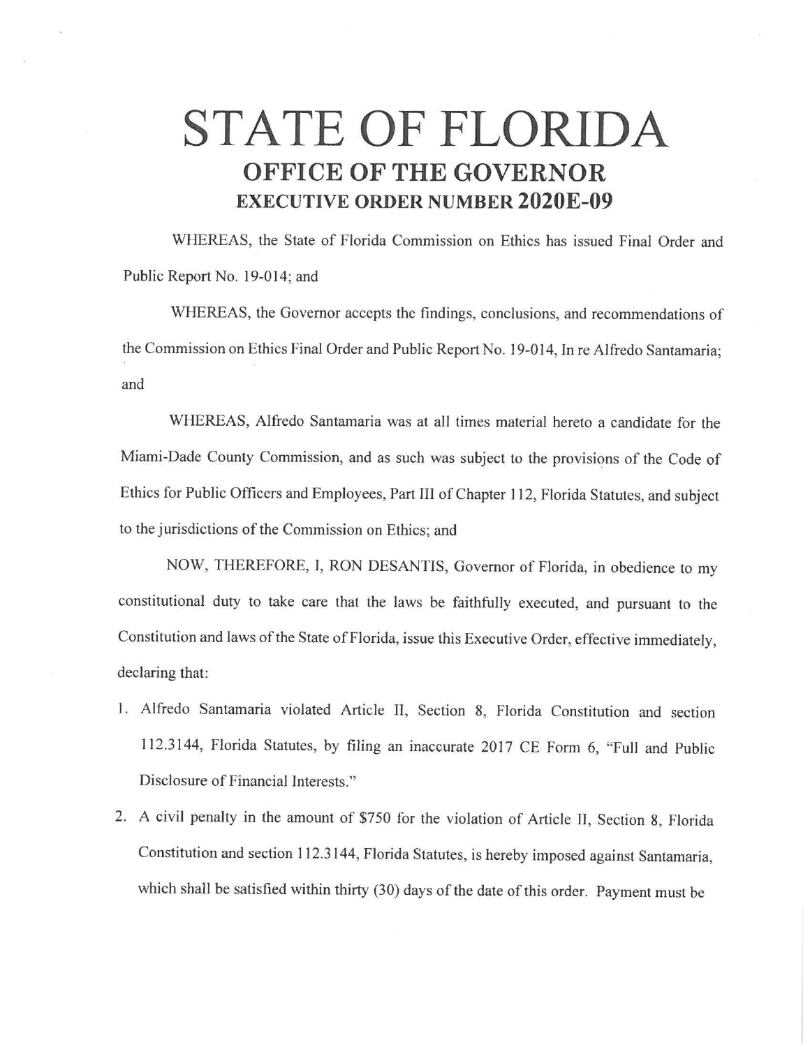# STATE OF FLORIDA

## OFFICE OF THE GOVERNOR

### EXECUTIVE ORDER NUMBER 2020E-09

WHEREAS, the State of Florida Commission on Ethics has issued Final Order and Public Report No. 19-014; and

WHEREAS, the Governor accepts the findings, conclusions, and recommendations of the Commission on Ethics Final Order and Public Report No. 19-014, In re Alfredo Santamaria; and

WHEREAS, Alfredo Santamaria was at all times material hereto a candidate for the Miami-Dade County Commission, and as such was subject to the provisions of the Code of Ethics for Public Officers and Employees, Part III of Chapter 112, Florida Statutes, and subject to the jurisdictions of the Commission on Ethics; and

NOW, THEREFORE, I, RON DESANTIS, Governor of Florida, in obedience to my constitutional duty to take care that the laws be faithfully executed, and pursuant to the Constitution and laws of the State of Florida, issue this Executive Order, effective immediately, declaring that:

1. Alfredo Santamaria violated Article II, Section 8, Florida Constitution and section 112.3144, Florida Statutes, by filing an inaccurate 2017 CE Form 6, "Full and Public Disclosure of Financial Interests."
2. A civil penalty in the amount of $750 for the violation of Article II, Section 8, Florida Constitution and section 112.3144, Florida Statutes, is hereby imposed against Santamaria, which shall be satisfied within thirty (30) days of the date of this order. Payment must be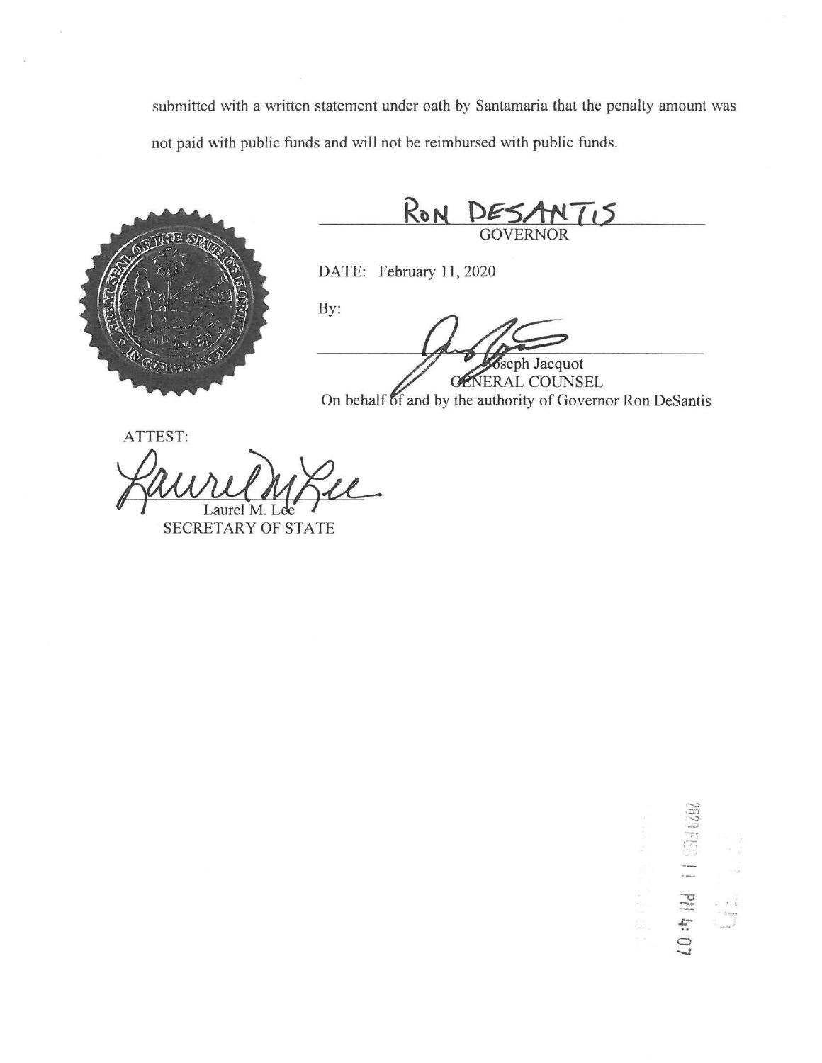submitted with a written statement under oath by Santamaria that the penalty amount was not paid with public funds and will not be reimbursed with public funds.

RON DESANTIS
GOVERNOR

DATE: February 11, 2020

By:

Joseph Jacquot
GENERAL COUNSEL
On behalf of and by the authority of Governor Ron DeSantis

ATTEST:

Laurel M. Lee
SECRETARY OF STATE

2020 FEB 11 PM 4:07